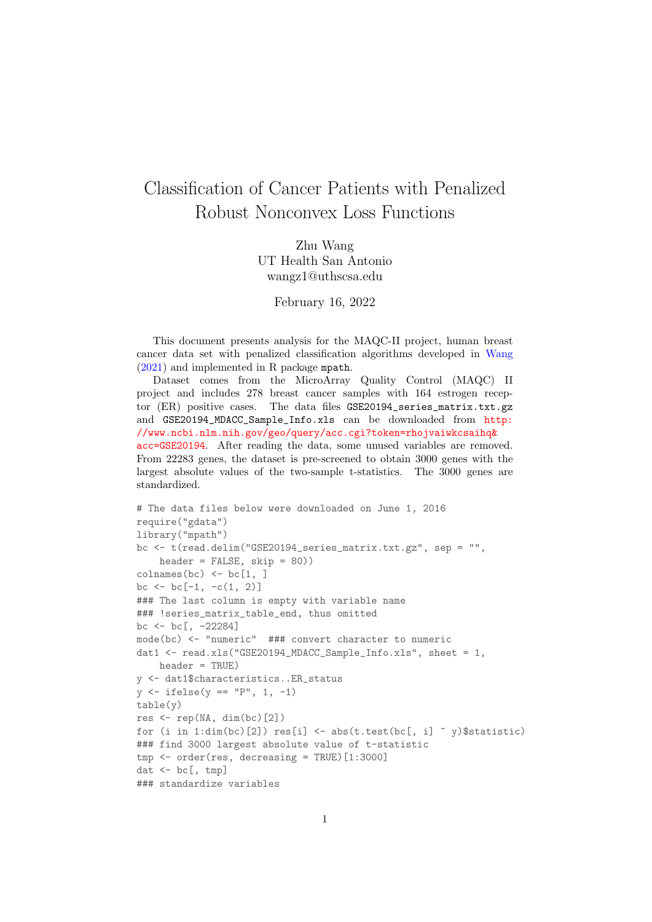# Classification of Cancer Patients with Penalized Robust Nonconvex Loss Functions

Zhu Wang
UT Health San Antonio
wangz1@uthscsa.edu

February 16, 2022

This document presents analysis for the MAQC-II project, human breast cancer data set with penalized classification algorithms developed in Wang (2021) and implemented in R package `mpath`.

Dataset comes from the MicroArray Quality Control (MAQC) II project and includes 278 breast cancer samples with 164 estrogen receptor (ER) positive cases. The data files `GSE20194_series_matrix.txt.gz` and `GSE20194_MDACC_Sample_Info.xls` can be downloaded from http://www.ncbi.nlm.nih.gov/geo/query/acc.cgi?token=rhojvaiwkcsaihq&acc=GSE20194. After reading the data, some unused variables are removed. From 22283 genes, the dataset is pre-screened to obtain 3000 genes with the largest absolute values of the two-sample t-statistics. The 3000 genes are standardized.

```
# The data files below were downloaded on June 1, 2016
require("gdata")
library("mpath")
bc <- t(read.delim("GSE20194_series_matrix.txt.gz", sep = "",
    header = FALSE, skip = 80))
colnames(bc) <- bc[1, ]
bc <- bc[-1, -c(1, 2)]
### The last column is empty with variable name
### !series_matrix_table_end, thus omitted
bc <- bc[, -22284]
mode(bc) <- "numeric"  ### convert character to numeric
dat1 <- read.xls("GSE20194_MDACC_Sample_Info.xls", sheet = 1,
    header = TRUE)
y <- dat1$characteristics..ER_status
y <- ifelse(y == "P", 1, -1)
table(y)
res <- rep(NA, dim(bc)[2])
for (i in 1:dim(bc)[2]) res[i] <- abs(t.test(bc[, i] ~ y)$statistic)
### find 3000 largest absolute value of t-statistic
tmp <- order(res, decreasing = TRUE)[1:3000]
dat <- bc[, tmp]
### standardize variables
```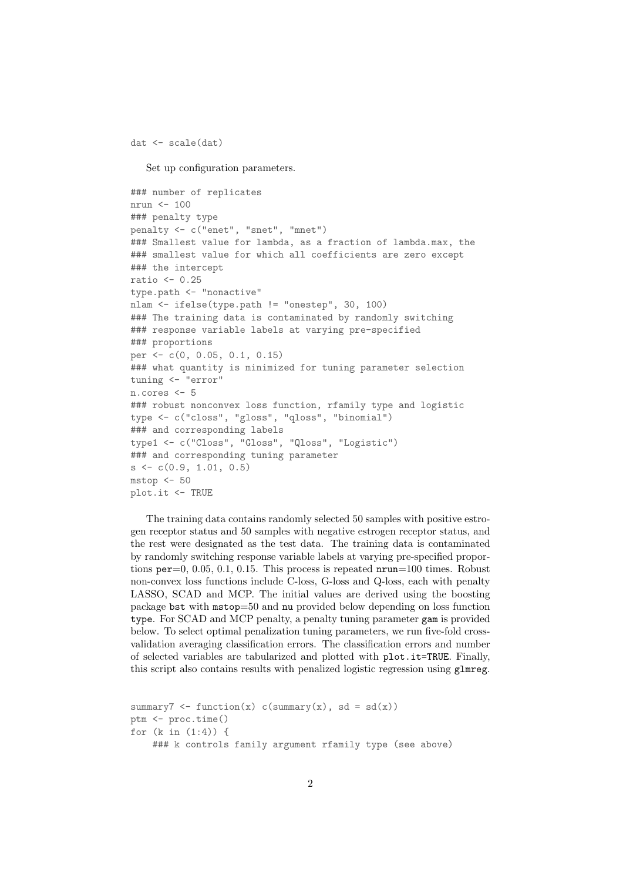```
dat <- scale(dat)
```

Set up configuration parameters.

```
### number of replicates
nrun <- 100
### penalty type
penalty <- c("enet", "snet", "mnet")
### Smallest value for lambda, as a fraction of lambda.max, the
### smallest value for which all coefficients are zero except
### the intercept
ratio <- 0.25
type.path <- "nonactive"
nlam <- ifelse(type.path != "onestep", 30, 100)
### The training data is contaminated by randomly switching
### response variable labels at varying pre-specified
### proportions
per <- c(0, 0.05, 0.1, 0.15)
### what quantity is minimized for tuning parameter selection
tuning <- "error"
n.cores <- 5
### robust nonconvex loss function, rfamily type and logistic
type <- c("closs", "gloss", "qloss", "binomial")
### and corresponding labels
type1 <- c("Closs", "Gloss", "Qloss", "Logistic")
### and corresponding tuning parameter
s <- c(0.9, 1.01, 0.5)
mstop <- 50
plot.it <- TRUE
```

The training data contains randomly selected 50 samples with positive estrogen receptor status and 50 samples with negative estrogen receptor status, and the rest were designated as the test data. The training data is contaminated by randomly switching response variable labels at varying pre-specified proportions `per`=0, 0.05, 0.1, 0.15. This process is repeated `nrun`=100 times. Robust non-convex loss functions include C-loss, G-loss and Q-loss, each with penalty LASSO, SCAD and MCP. The initial values are derived using the boosting package `bst` with `mstop`=50 and `nu` provided below depending on loss function `type`. For SCAD and MCP penalty, a penalty tuning parameter `gam` is provided below. To select optimal penalization tuning parameters, we run five-fold cross-validation averaging classification errors. The classification errors and number of selected variables are tabularized and plotted with `plot.it=TRUE`. Finally, this script also contains results with penalized logistic regression using `glmreg`.

```
summary7 <- function(x) c(summary(x), sd = sd(x))
ptm <- proc.time()
for (k in (1:4)) {
    ### k controls family argument rfamily type (see above)
```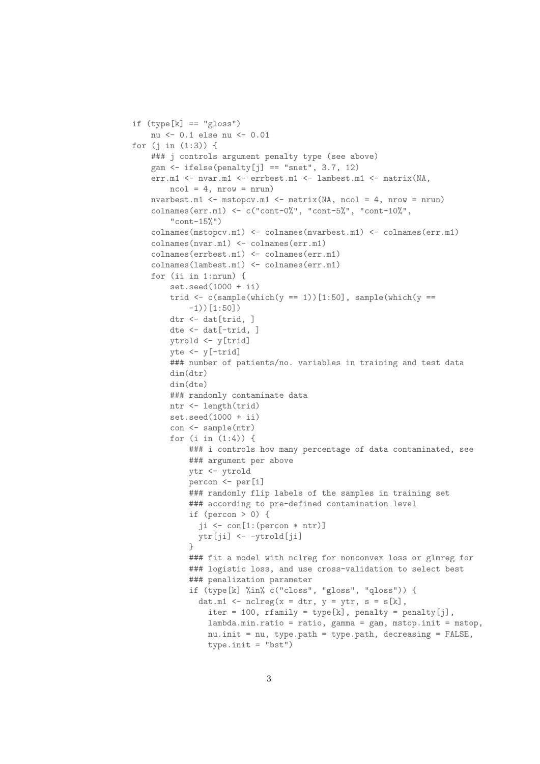```
if (type[k] == "gloss")
    nu <- 0.1 else nu <- 0.01
for (j in (1:3)) {
    ### j controls argument penalty type (see above)
    gam <- ifelse(penalty[j] == "snet", 3.7, 12)
    err.m1 <- nvar.m1 <- errbest.m1 <- lambest.m1 <- matrix(NA,
        ncol = 4, nrow = nrun)
    nvarbest.m1 <- mstopcv.m1 <- matrix(NA, ncol = 4, nrow = nrun)
    colnames(err.m1) <- c("cont-0%", "cont-5%", "cont-10%",
        "cont-15%")
    colnames(mstopcv.m1) <- colnames(nvarbest.m1) <- colnames(err.m1)
    colnames(nvar.m1) <- colnames(err.m1)
    colnames(errbest.m1) <- colnames(err.m1)
    colnames(lambest.m1) <- colnames(err.m1)
    for (ii in 1:nrun) {
        set.seed(1000 + ii)
        trid <- c(sample(which(y == 1))[1:50], sample(which(y ==
            -1))[1:50])
        dtr <- dat[trid, ]
        dte <- dat[-trid, ]
        ytrold <- y[trid]
        yte <- y[-trid]
        ### number of patients/no. variables in training and test data
        dim(dtr)
        dim(dte)
        ### randomly contaminate data
        ntr <- length(trid)
        set.seed(1000 + ii)
        con <- sample(ntr)
        for (i in (1:4)) {
            ### i controls how many percentage of data contaminated, see
            ### argument per above
            ytr <- ytrold
            percon <- per[i]
            ### randomly flip labels of the samples in training set
            ### according to pre-defined contamination level
            if (percon > 0) {
              ji <- con[1:(percon * ntr)]
              ytr[ji] <- -ytrold[ji]
            }
            ### fit a model with nclreg for nonconvex loss or glmreg for
            ### logistic loss, and use cross-validation to select best
            ### penalization parameter
            if (type[k] %in% c("closs", "gloss", "qloss")) {
              dat.m1 <- nclreg(x = dtr, y = ytr, s = s[k],
                iter = 100, rfamily = type[k], penalty = penalty[j],
                lambda.min.ratio = ratio, gamma = gam, mstop.init = mstop,
                nu.init = nu, type.path = type.path, decreasing = FALSE,
                type.init = "bst")
```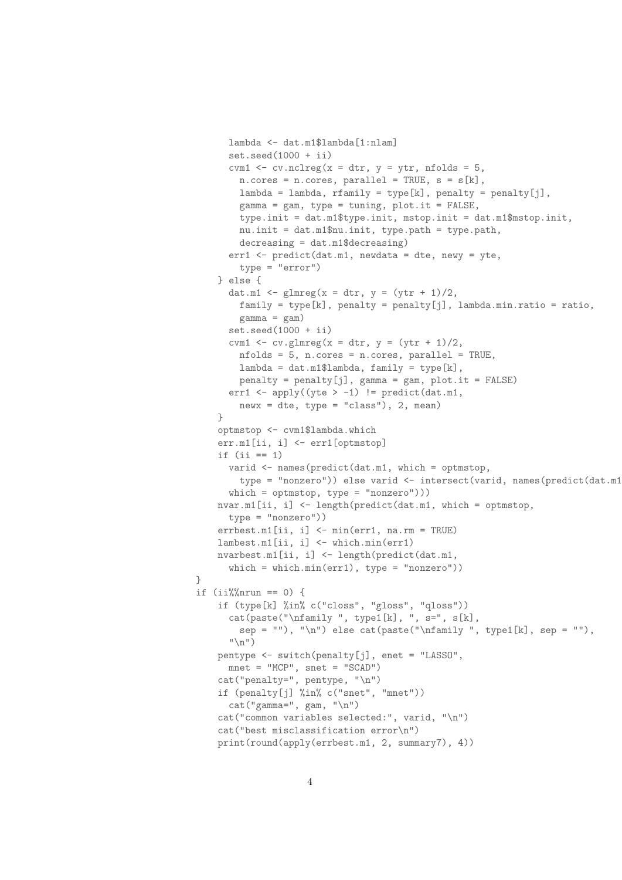```
      lambda <- dat.m1$lambda[1:nlam]
      set.seed(1000 + ii)
      cvm1 <- cv.nclreg(x = dtr, y = ytr, nfolds = 5,
        n.cores = n.cores, parallel = TRUE, s = s[k],
        lambda = lambda, rfamily = type[k], penalty = penalty[j],
        gamma = gam, type = tuning, plot.it = FALSE,
        type.init = dat.m1$type.init, mstop.init = dat.m1$mstop.init,
        nu.init = dat.m1$nu.init, type.path = type.path,
        decreasing = dat.m1$decreasing)
      err1 <- predict(dat.m1, newdata = dte, newy = yte,
        type = "error")
    } else {
      dat.m1 <- glmreg(x = dtr, y = (ytr + 1)/2,
        family = type[k], penalty = penalty[j], lambda.min.ratio = ratio,
        gamma = gam)
      set.seed(1000 + ii)
      cvm1 <- cv.glmreg(x = dtr, y = (ytr + 1)/2,
        nfolds = 5, n.cores = n.cores, parallel = TRUE,
        lambda = dat.m1$lambda, family = type[k],
        penalty = penalty[j], gamma = gam, plot.it = FALSE)
      err1 <- apply((yte > -1) != predict(dat.m1,
        newx = dte, type = "class"), 2, mean)
    }
    optmstop <- cvm1$lambda.which
    err.m1[ii, i] <- err1[optmstop]
    if (ii == 1)
      varid <- names(predict(dat.m1, which = optmstop,
        type = "nonzero")) else varid <- intersect(varid, names(predict(dat.m1
      which = optmstop, type = "nonzero")))
    nvar.m1[ii, i] <- length(predict(dat.m1, which = optmstop,
      type = "nonzero"))
    errbest.m1[ii, i] <- min(err1, na.rm = TRUE)
    lambest.m1[ii, i] <- which.min(err1)
    nvarbest.m1[ii, i] <- length(predict(dat.m1,
      which = which.min(err1), type = "nonzero"))
}
if (ii%%nrun == 0) {
    if (type[k] %in% c("closs", "gloss", "qloss"))
      cat(paste("\nfamily ", type1[k], ", s=", s[k],
        sep = ""), "\n") else cat(paste("\nfamily ", type1[k], sep = ""),
      "\n")
    pentype <- switch(penalty[j], enet = "LASSO",
      mnet = "MCP", snet = "SCAD")
    cat("penalty=", pentype, "\n")
    if (penalty[j] %in% c("snet", "mnet"))
      cat("gamma=", gam, "\n")
    cat("common variables selected:", varid, "\n")
    cat("best misclassification error\n")
    print(round(apply(errbest.m1, 2, summary7), 4))
```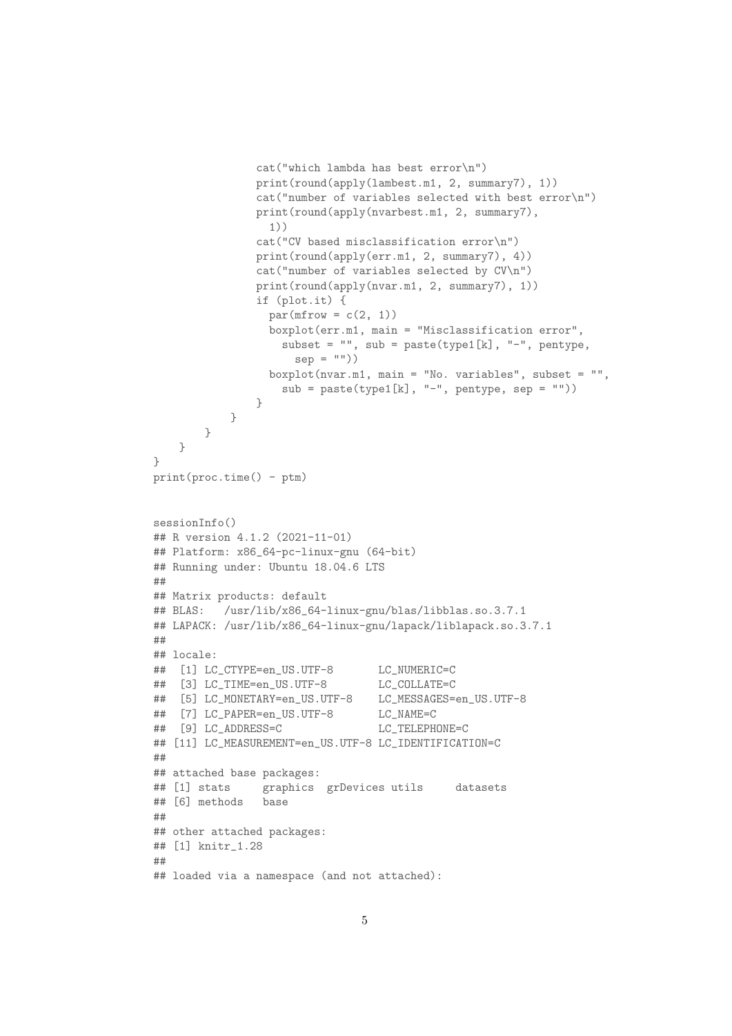```
                cat("which lambda has best error\n")
                print(round(apply(lambest.m1, 2, summary7), 1))
                cat("number of variables selected with best error\n")
                print(round(apply(nvarbest.m1, 2, summary7),
                  1))
                cat("CV based misclassification error\n")
                print(round(apply(err.m1, 2, summary7), 4))
                cat("number of variables selected by CV\n")
                print(round(apply(nvar.m1, 2, summary7), 1))
                if (plot.it) {
                  par(mfrow = c(2, 1))
                  boxplot(err.m1, main = "Misclassification error",
                    subset = "", sub = paste(type1[k], "-", pentype,
                      sep = ""))
                  boxplot(nvar.m1, main = "No. variables", subset = "",
                    sub = paste(type1[k], "-", pentype, sep = ""))
                }
            }
        }
    }
}
print(proc.time() - ptm)
```

```
sessionInfo()
## R version 4.1.2 (2021-11-01)
## Platform: x86_64-pc-linux-gnu (64-bit)
## Running under: Ubuntu 18.04.6 LTS
##
## Matrix products: default
## BLAS:   /usr/lib/x86_64-linux-gnu/blas/libblas.so.3.7.1
## LAPACK: /usr/lib/x86_64-linux-gnu/lapack/liblapack.so.3.7.1
##
## locale:
##  [1] LC_CTYPE=en_US.UTF-8       LC_NUMERIC=C
##  [3] LC_TIME=en_US.UTF-8        LC_COLLATE=C
##  [5] LC_MONETARY=en_US.UTF-8    LC_MESSAGES=en_US.UTF-8
##  [7] LC_PAPER=en_US.UTF-8       LC_NAME=C
##  [9] LC_ADDRESS=C               LC_TELEPHONE=C
## [11] LC_MEASUREMENT=en_US.UTF-8 LC_IDENTIFICATION=C
##
## attached base packages:
## [1] stats     graphics  grDevices utils     datasets
## [6] methods   base
##
## other attached packages:
## [1] knitr_1.28
##
## loaded via a namespace (and not attached):
```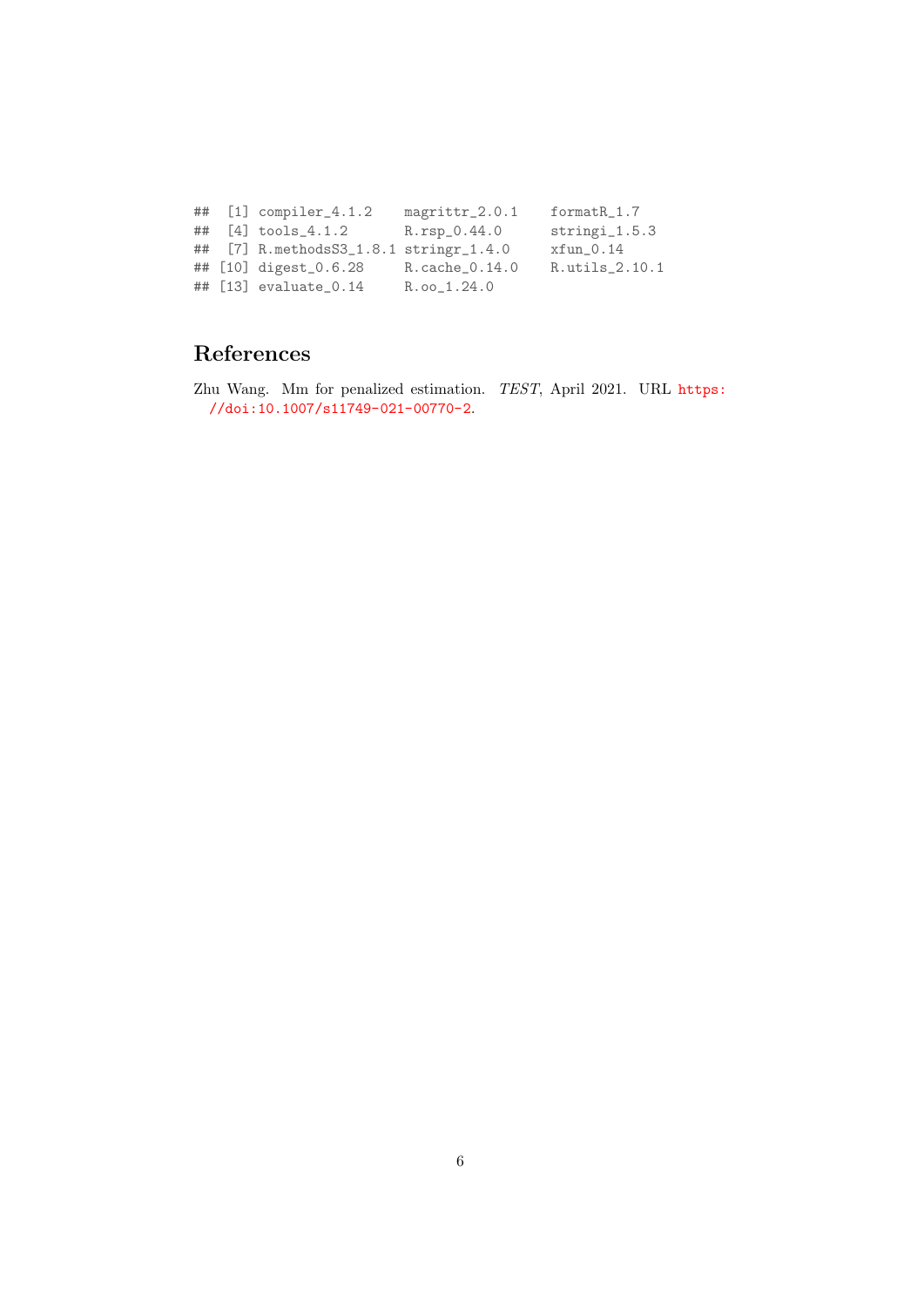```
## [1] compiler_4.1.2    magrittr_2.0.1    formatR_1.7
## [4] tools_4.1.2       R.rsp_0.44.0      stringi_1.5.3
## [7] R.methodsS3_1.8.1 stringr_1.4.0     xfun_0.14
## [10] digest_0.6.28    R.cache_0.14.0    R.utils_2.10.1
## [13] evaluate_0.14    R.oo_1.24.0
```

# References

Zhu Wang. Mm for penalized estimation. *TEST*, April 2021. URL https://doi:10.1007/s11749-021-00770-2.